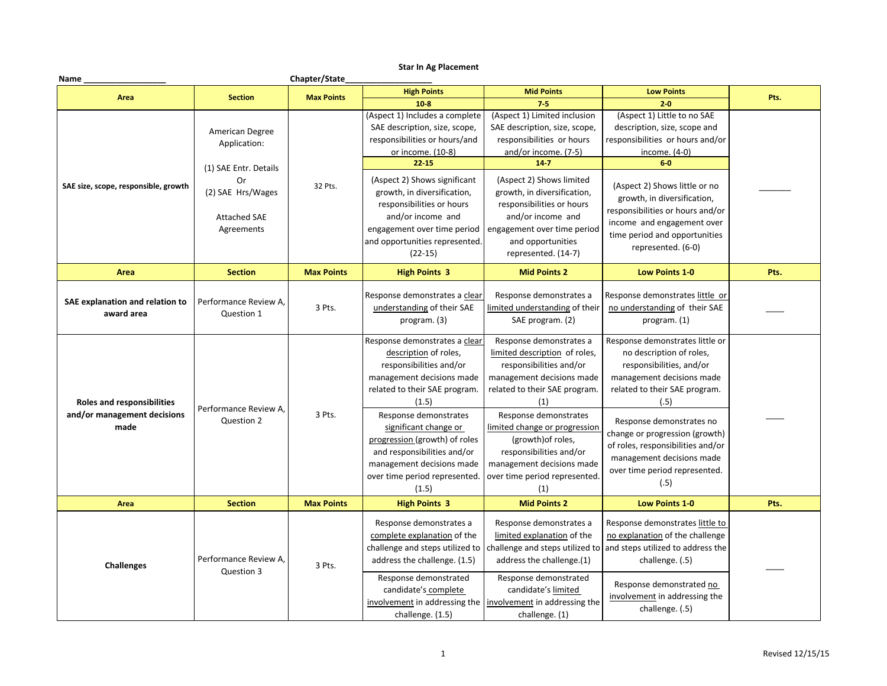**Star In Ag Placement**

**Name** ___________________ **Chapter/State**___________________

| Area | Section | Max Points | High Points 10-8 | Mid Points 7-5 | Low Points 2-0 | Pts. |
|---|---|---|---|---|---|---|
| **SAE size, scope, responsible, growth** | American Degree Application: (1) SAE Entr. Details Or (2) SAE Hrs/Wages Attached SAE Agreements | 32 Pts. | (Aspect 1) Includes a complete SAE description, size, scope, responsibilities or hours/and or income. (10-8) | (Aspect 1) Limited inclusion SAE description, size, scope, responsibilities or hours and/or income. (7-5) | (Aspect 1) Little to no SAE description, size, scope and responsibilities or hours and/or income. (4-0) | _______ |
| | | | **22-15** | **14-7** | **6-0** | |
| | | | (Aspect 2) Shows significant growth, in diversification, responsibilities or hours and/or income and engagement over time period and opportunities represented. (22-15) | (Aspect 2) Shows limited growth, in diversification, responsibilities or hours and/or income and engagement over time period and opportunities represented. (14-7) | (Aspect 2) Shows little or no growth, in diversification, responsibilities or hours and/or income and engagement over time period and opportunities represented. (6-0) | |
| **Area** | **Section** | **Max Points** | **High Points 3** | **Mid Points 2** | **Low Points 1-0** | **Pts.** |
| **SAE explanation and relation to award area** | Performance Review A, Question 1 | 3 Pts. | Response demonstrates a clear understanding of their SAE program. (3) | Response demonstrates a limited understanding of their SAE program. (2) | Response demonstrates little or no understanding of their SAE program. (1) | ____ |
| **Roles and responsibilities and/or management decisions made** | Performance Review A, Question 2 | 3 Pts. | Response demonstrates a clear description of roles, responsibilities and/or management decisions made related to their SAE program. (1.5) | Response demonstrates a limited description of roles, responsibilities and/or management decisions made related to their SAE program. (1) | Response demonstrates little or no description of roles, responsibilities, and/or management decisions made related to their SAE program. (.5) | ____ |
| | | | Response demonstrates significant change or progression (growth) of roles and responsibilities and/or management decisions made over time period represented. (1.5) | Response demonstrates limited change or progression (growth)of roles, responsibilities and/or management decisions made over time period represented. (1) | Response demonstrates no change or progression (growth) of roles, responsibilities and/or management decisions made over time period represented. (.5) | |
| **Area** | **Section** | **Max Points** | **High Points 3** | **Mid Points 2** | **Low Points 1-0** | **Pts.** |
| **Challenges** | Performance Review A, Question 3 | 3 Pts. | Response demonstrates a complete explanation of the challenge and steps utilized to address the challenge. (1.5) | Response demonstrates a limited explanation of the challenge and steps utilized to address the challenge.(1) | Response demonstrates little to no explanation of the challenge and steps utilized to address the challenge. (.5) | ____ |
| | | | Response demonstrated candidate's complete involvement in addressing the challenge. (1.5) | Response demonstrated candidate's limited involvement in addressing the challenge. (1) | Response demonstrated no involvement in addressing the challenge. (.5) | |

Revised 12/15/15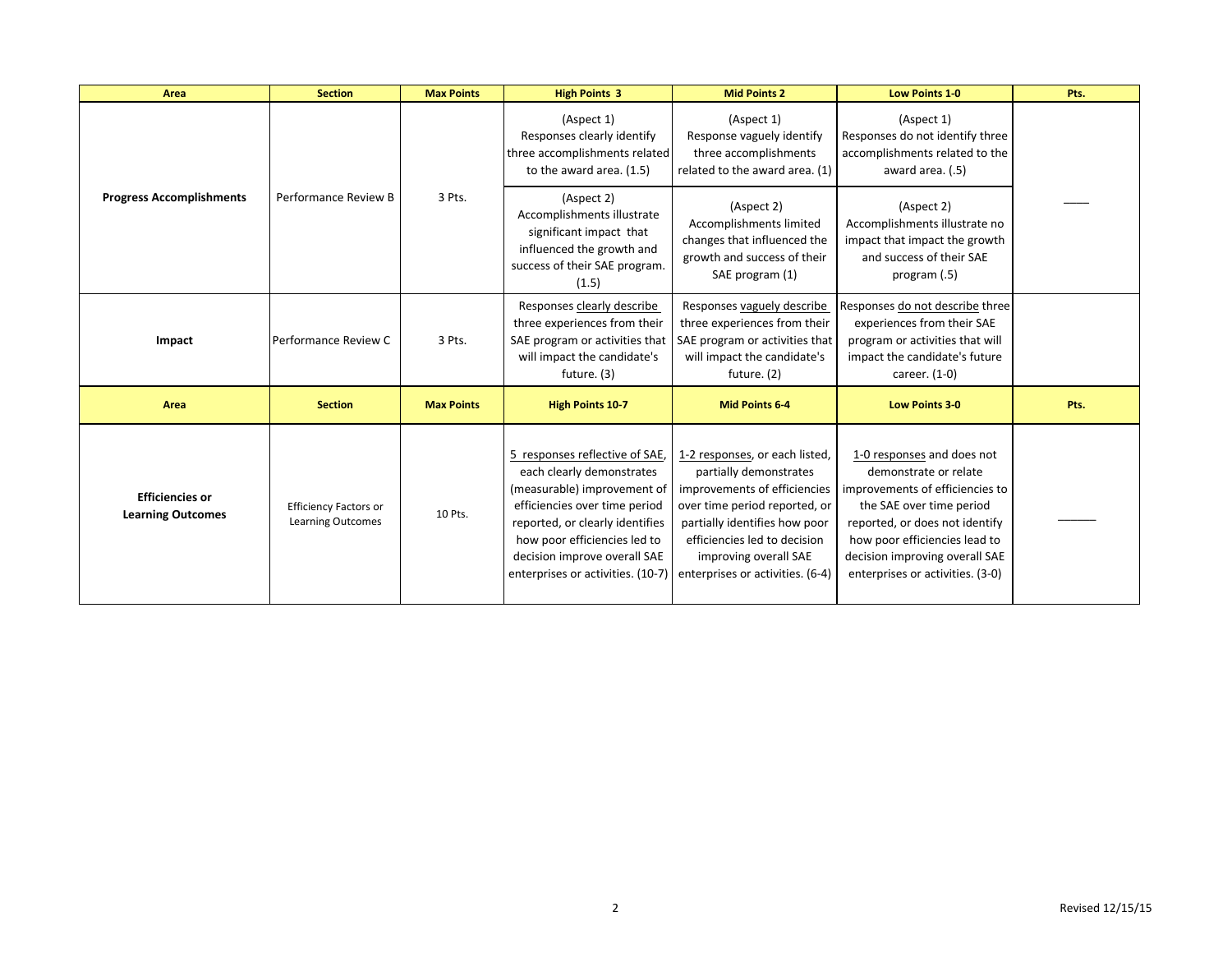| Area | Section | Max Points | High Points 3 | Mid Points 2 | Low Points 1-0 | Pts. |
|---|---|---|---|---|---|---|
| **Progress Accomplishments** | Performance Review B | 3 Pts. | (Aspect 1) Responses clearly identify three accomplishments related to the award area. (1.5) | (Aspect 1) Response vaguely identify three accomplishments related to the award area. (1) | (Aspect 1) Responses do not identify three accomplishments related to the award area. (.5) | ____ |
| | | | (Aspect 2) Accomplishments illustrate significant impact that influenced the growth and success of their SAE program. (1.5) | (Aspect 2) Accomplishments limited changes that influenced the growth and success of their SAE program (1) | (Aspect 2) Accomplishments illustrate no impact that impact the growth and success of their SAE program (.5) | |
| **Impact** | Performance Review C | 3 Pts. | Responses clearly describe three experiences from their SAE program or activities that will impact the candidate's future. (3) | Responses vaguely describe three experiences from their SAE program or activities that will impact the candidate's future. (2) | Responses do not describe three experiences from their SAE program or activities that will impact the candidate's future career. (1-0) | |
| **Area** | **Section** | **Max Points** | **High Points 10-7** | **Mid Points 6-4** | **Low Points 3-0** | **Pts.** |
| **Efficiencies or Learning Outcomes** | Efficiency Factors or Learning Outcomes | 10 Pts. | 5 responses reflective of SAE, each clearly demonstrates (measurable) improvement of efficiencies over time period reported, or clearly identifies how poor efficiencies led to decision improve overall SAE enterprises or activities. (10-7) | 1-2 responses, or each listed, partially demonstrates improvements of efficiencies over time period reported, or partially identifies how poor efficiencies led to decision improving overall SAE enterprises or activities. (6-4) | 1-0 responses and does not demonstrate or relate improvements of efficiencies to the SAE over time period reported, or does not identify how poor efficiencies lead to decision improving overall SAE enterprises or activities. (3-0) | ______ |

Revised 12/15/15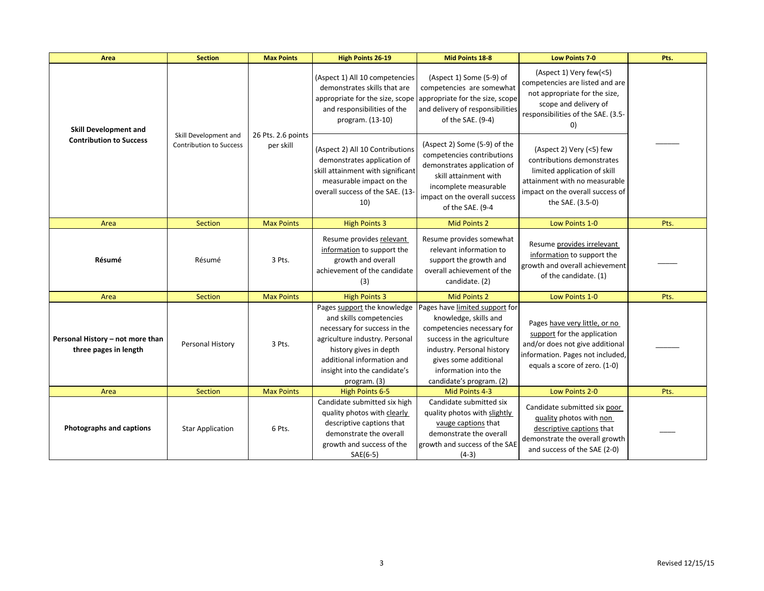| Area | Section | Max Points | High Points 26-19 | Mid Points 18-8 | Low Points 7-0 | Pts. |
|---|---|---|---|---|---|---|
| **Skill Development and Contribution to Success** | Skill Development and Contribution to Success | 26 Pts. 2.6 points per skill | (Aspect 1) All 10 competencies demonstrates skills that are appropriate for the size, scope and responsibilities of the program. (13-10) | (Aspect 1) Some (5-9) of competencies are somewhat appropriate for the size, scope and delivery of responsibilities of the SAE. (9-4) | (Aspect 1) Very few(<5) competencies are listed and are not appropriate for the size, scope and delivery of responsibilities of the SAE. (3.5-0) | ______ |
| | | | (Aspect 2) All 10 Contributions demonstrates application of skill attainment with significant measurable impact on the overall success of the SAE. (13-10) | (Aspect 2) Some (5-9) of the competencies contributions demonstrates application of skill attainment with incomplete measurable impact on the overall success of the SAE. (9-4 | (Aspect 2) Very (<5) few contributions demonstrates limited application of skill attainment with no measurable impact on the overall success of the SAE. (3.5-0) | |
| Area | Section | Max Points | High Points 3 | Mid Points 2 | Low Points 1-0 | Pts. |
| **Résumé** | Résumé | 3 Pts. | Resume provides relevant information to support the growth and overall achievement of the candidate (3) | Resume provides somewhat relevant information to support the growth and overall achievement of the candidate. (2) | Resume provides irrelevant information to support the growth and overall achievement of the candidate. (1) | _____ |
| Area | Section | Max Points | High Points 3 | Mid Points 2 | Low Points 1-0 | Pts. |
| **Personal History – not more than three pages in length** | Personal History | 3 Pts. | Pages support the knowledge and skills competencies necessary for success in the agriculture industry. Personal history gives in depth additional information and insight into the candidate's program. (3) | Pages have limited support for knowledge, skills and competencies necessary for success in the agriculture industry. Personal history gives some additional information into the candidate's program. (2) | Pages have very little, or no support for the application and/or does not give additional information. Pages not included, equals a score of zero. (1-0) | ______ |
| Area | Section | Max Points | High Points 6-5 | Mid Points 4-3 | Low Points 2-0 | Pts. |
| **Photographs and captions** | Star Application | 6 Pts. | Candidate submitted six high quality photos with clearly descriptive captions that demonstrate the overall growth and success of the SAE(6-5) | Candidate submitted six quality photos with slightly vauge captions that demonstrate the overall growth and success of the SAE (4-3) | Candidate submitted six poor quality photos with non descriptive captions that demonstrate the overall growth and success of the SAE (2-0) | ____ |

Revised 12/15/15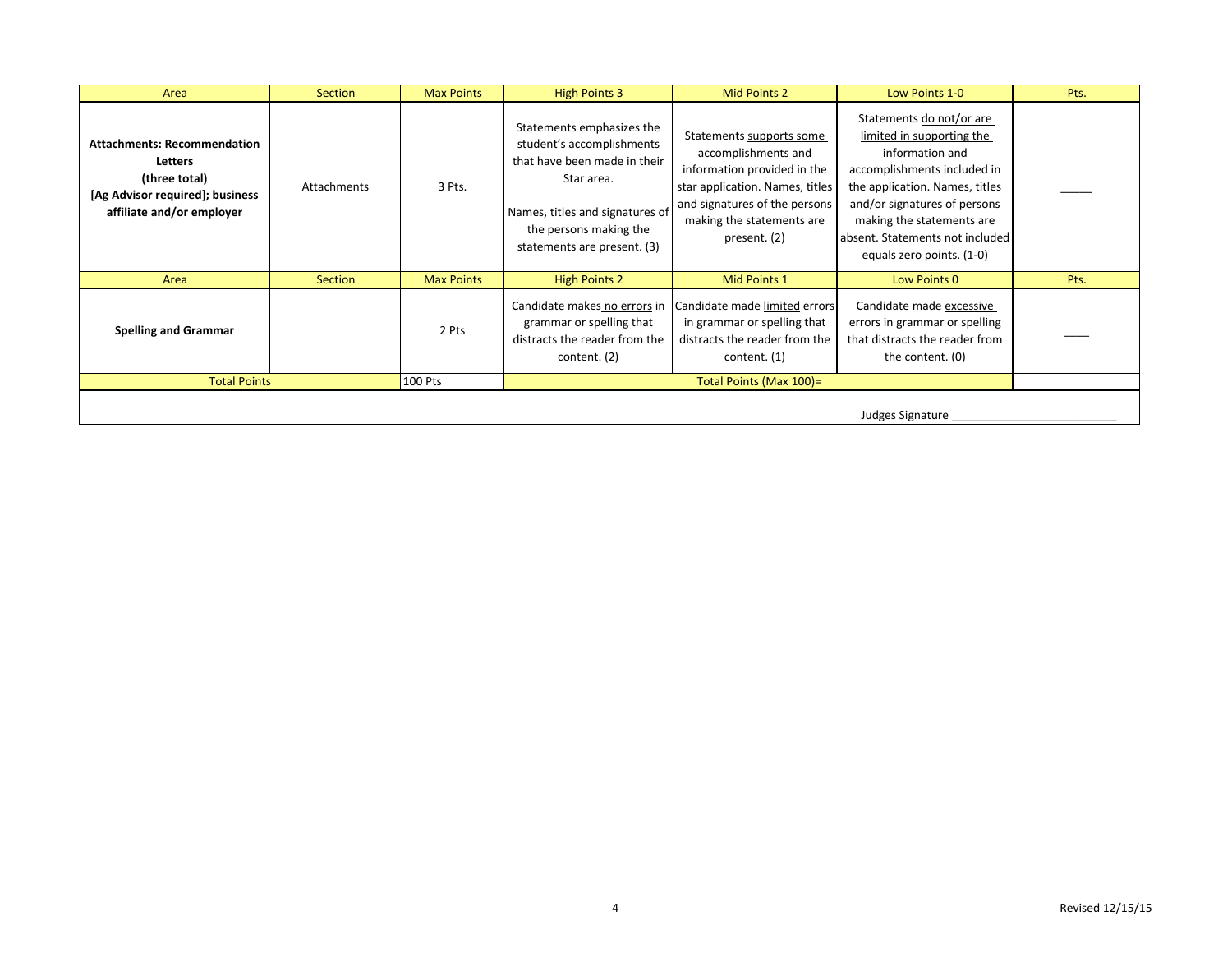| Area | Section | Max Points | High Points 3 | Mid Points 2 | Low Points 1-0 | Pts. |
|---|---|---|---|---|---|---|
| **Attachments: Recommendation Letters (three total) [Ag Advisor required]; business affiliate and/or employer** | Attachments | 3 Pts. | Statements emphasizes the student's accomplishments that have been made in their Star area. Names, titles and signatures of the persons making the statements are present. (3) | Statements supports some accomplishments and information provided in the star application. Names, titles and signatures of the persons making the statements are present. (2) | Statements do not/or are limited in supporting the information and accomplishments included in the application. Names, titles and/or signatures of persons making the statements are absent. Statements not included equals zero points. (1-0) | _____ |
| Area | Section | Max Points | High Points 2 | Mid Points 1 | Low Points 0 | Pts. |
| **Spelling and Grammar** | | 2 Pts | Candidate makes no errors in grammar or spelling that distracts the reader from the content. (2) | Candidate made limited errors in grammar or spelling that distracts the reader from the content. (1) | Candidate made excessive errors in grammar or spelling that distracts the reader from the content. (0) | ____ |
| Total Points | | 100 Pts | Total Points (Max 100)= | | | |

Judges Signature ________________________

Revised 12/15/15